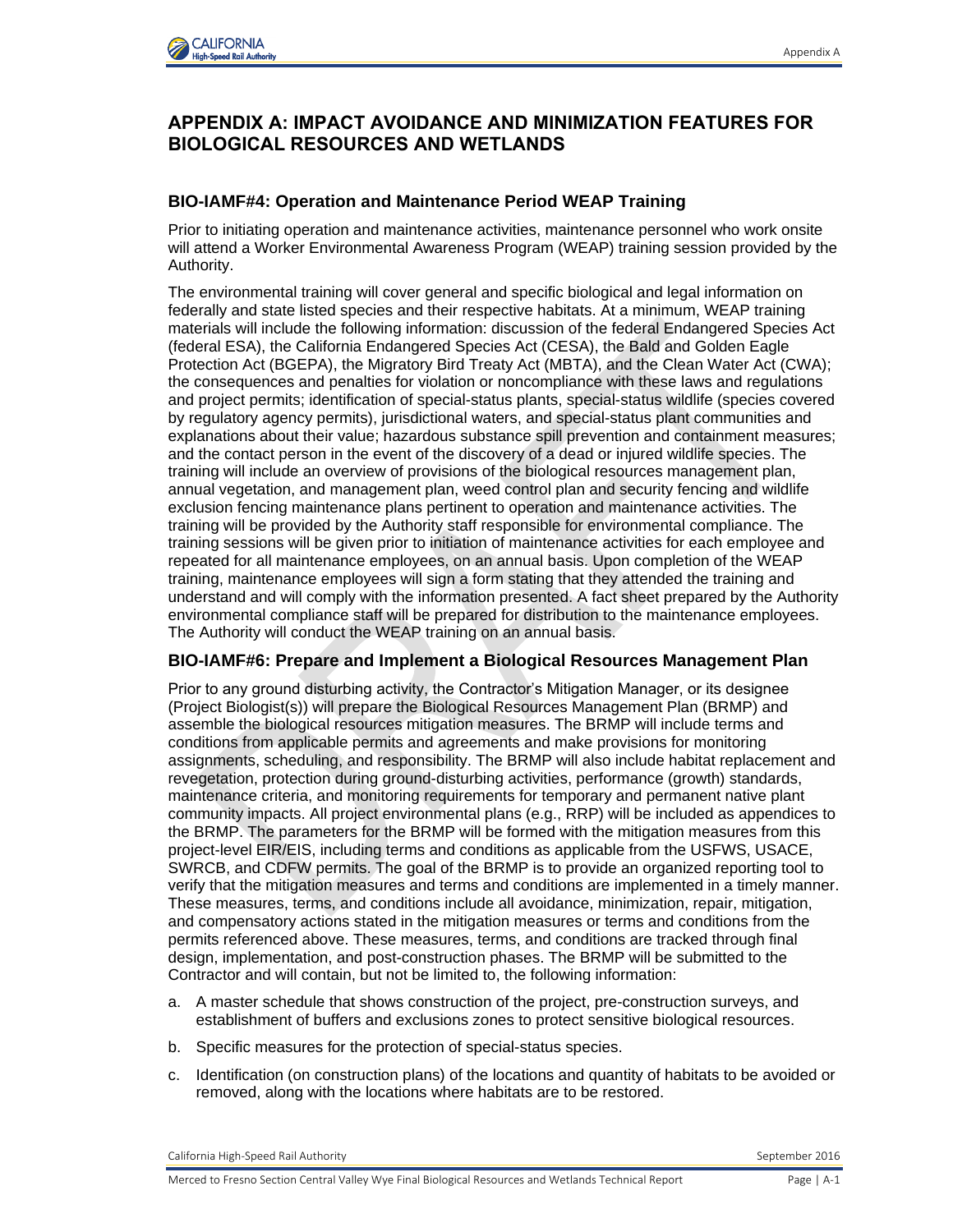# APPENDIX A: IMPACT AVOIDANCE AND MINIMIZATION FEATURES FOR BIOLOGICAL RESOURCES AND WETLANDS

## BIO-IAMF#4: Operation and Maintenance Period WEAP Training

Prior to initiating operation and maintenance activities, maintenance personnel who work onsite will attend a Worker Environmental Awareness Program (WEAP) training session provided by the Authority.

The environmental training will cover general and specific biological and legal information on federally and state listed species and their respective habitats. At a minimum, WEAP training materials will include the following information: discussion of the federal Endangered Species Act (federal ESA), the California Endangered Species Act (CESA), the Bald and Golden Eagle Protection Act (BGEPA), the Migratory Bird Treaty Act (MBTA), and the Clean Water Act (CWA); the consequences and penalties for violation or noncompliance with these laws and regulations and project permits; identification of special-status plants, special-status wildlife (species covered by regulatory agency permits), jurisdictional waters, and special-status plant communities and explanations about their value; hazardous substance spill prevention and containment measures; and the contact person in the event of the discovery of a dead or injured wildlife species. The training will include an overview of provisions of the biological resources management plan, annual vegetation, and management plan, weed control plan and security fencing and wildlife exclusion fencing maintenance plans pertinent to operation and maintenance activities. The training will be provided by the Authority staff responsible for environmental compliance. The training sessions will be given prior to initiation of maintenance activities for each employee and repeated for all maintenance employees, on an annual basis. Upon completion of the WEAP training, maintenance employees will sign a form stating that they attended the training and understand and will comply with the information presented. A fact sheet prepared by the Authority environmental compliance staff will be prepared for distribution to the maintenance employees. The Authority will conduct the WEAP training on an annual basis.

## BIO-IAMF#6: Prepare and Implement a Biological Resources Management Plan

Prior to any ground disturbing activity, the Contractor's Mitigation Manager, or its designee (Project Biologist(s)) will prepare the Biological Resources Management Plan (BRMP) and assemble the biological resources mitigation measures. The BRMP will include terms and conditions from applicable permits and agreements and make provisions for monitoring assignments, scheduling, and responsibility. The BRMP will also include habitat replacement and revegetation, protection during ground-disturbing activities, performance (growth) standards, maintenance criteria, and monitoring requirements for temporary and permanent native plant community impacts. All project environmental plans (e.g., RRP) will be included as appendices to the BRMP. The parameters for the BRMP will be formed with the mitigation measures from this project-level EIR/EIS, including terms and conditions as applicable from the USFWS, USACE, SWRCB, and CDFW permits. The goal of the BRMP is to provide an organized reporting tool to verify that the mitigation measures and terms and conditions are implemented in a timely manner. These measures, terms, and conditions include all avoidance, minimization, repair, mitigation, and compensatory actions stated in the mitigation measures or terms and conditions from the permits referenced above. These measures, terms, and conditions are tracked through final design, implementation, and post-construction phases. The BRMP will be submitted to the Contractor and will contain, but not be limited to, the following information:

a. A master schedule that shows construction of the project, pre-construction surveys, and establishment of buffers and exclusions zones to protect sensitive biological resources.

b. Specific measures for the protection of special-status species.

c. Identification (on construction plans) of the locations and quantity of habitats to be avoided or removed, along with the locations where habitats are to be restored.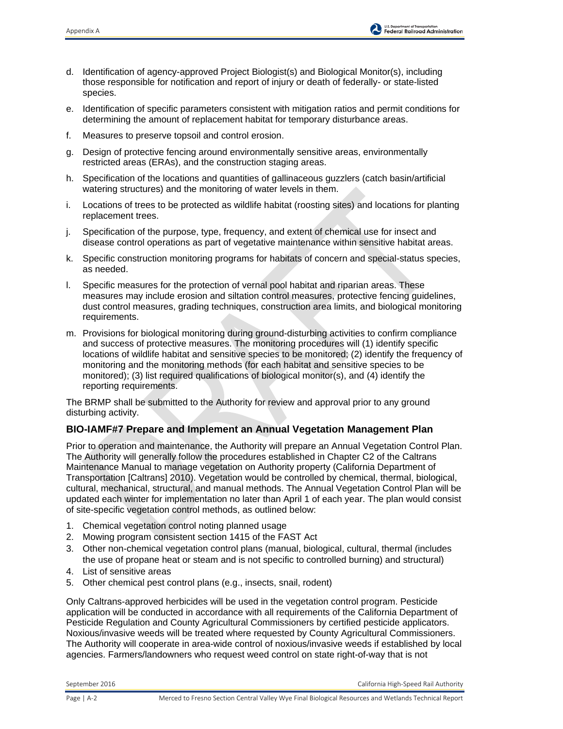d. Identification of agency-approved Project Biologist(s) and Biological Monitor(s), including those responsible for notification and report of injury or death of federally- or state-listed species.

e. Identification of specific parameters consistent with mitigation ratios and permit conditions for determining the amount of replacement habitat for temporary disturbance areas.

f. Measures to preserve topsoil and control erosion.

g. Design of protective fencing around environmentally sensitive areas, environmentally restricted areas (ERAs), and the construction staging areas.

h. Specification of the locations and quantities of gallinaceous guzzlers (catch basin/artificial watering structures) and the monitoring of water levels in them.

i. Locations of trees to be protected as wildlife habitat (roosting sites) and locations for planting replacement trees.

j. Specification of the purpose, type, frequency, and extent of chemical use for insect and disease control operations as part of vegetative maintenance within sensitive habitat areas.

k. Specific construction monitoring programs for habitats of concern and special-status species, as needed.

l. Specific measures for the protection of vernal pool habitat and riparian areas. These measures may include erosion and siltation control measures, protective fencing guidelines, dust control measures, grading techniques, construction area limits, and biological monitoring requirements.

m. Provisions for biological monitoring during ground-disturbing activities to confirm compliance and success of protective measures. The monitoring procedures will (1) identify specific locations of wildlife habitat and sensitive species to be monitored; (2) identify the frequency of monitoring and the monitoring methods (for each habitat and sensitive species to be monitored); (3) list required qualifications of biological monitor(s), and (4) identify the reporting requirements.

The BRMP shall be submitted to the Authority for review and approval prior to any ground disturbing activity.

### BIO-IAMF#7 Prepare and Implement an Annual Vegetation Management Plan

Prior to operation and maintenance, the Authority will prepare an Annual Vegetation Control Plan. The Authority will generally follow the procedures established in Chapter C2 of the Caltrans Maintenance Manual to manage vegetation on Authority property (California Department of Transportation [Caltrans] 2010). Vegetation would be controlled by chemical, thermal, biological, cultural, mechanical, structural, and manual methods. The Annual Vegetation Control Plan will be updated each winter for implementation no later than April 1 of each year. The plan would consist of site-specific vegetation control methods, as outlined below:

1. Chemical vegetation control noting planned usage
2. Mowing program consistent section 1415 of the FAST Act
3. Other non-chemical vegetation control plans (manual, biological, cultural, thermal (includes the use of propane heat or steam and is not specific to controlled burning) and structural)
4. List of sensitive areas
5. Other chemical pest control plans (e.g., insects, snail, rodent)

Only Caltrans-approved herbicides will be used in the vegetation control program. Pesticide application will be conducted in accordance with all requirements of the California Department of Pesticide Regulation and County Agricultural Commissioners by certified pesticide applicators. Noxious/invasive weeds will be treated where requested by County Agricultural Commissioners. The Authority will cooperate in area-wide control of noxious/invasive weeds if established by local agencies. Farmers/landowners who request weed control on state right-of-way that is not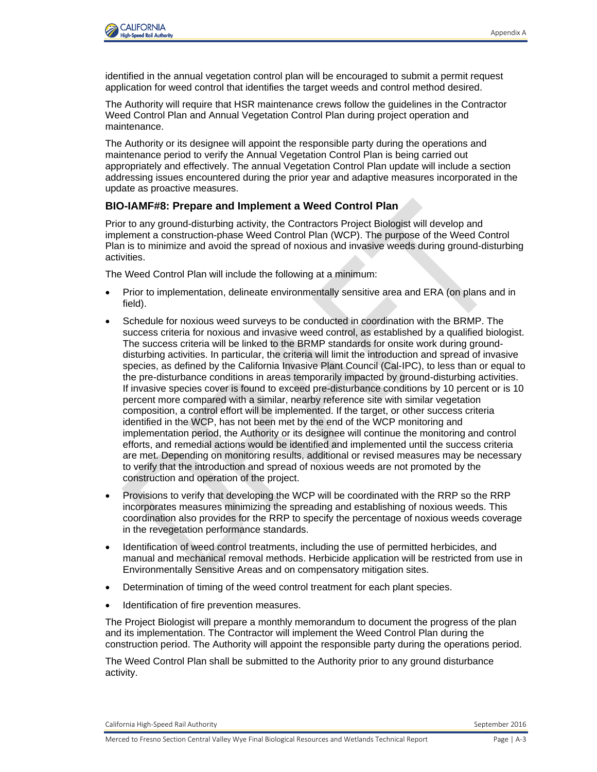identified in the annual vegetation control plan will be encouraged to submit a permit request application for weed control that identifies the target weeds and control method desired.

The Authority will require that HSR maintenance crews follow the guidelines in the Contractor Weed Control Plan and Annual Vegetation Control Plan during project operation and maintenance.

The Authority or its designee will appoint the responsible party during the operations and maintenance period to verify the Annual Vegetation Control Plan is being carried out appropriately and effectively. The annual Vegetation Control Plan update will include a section addressing issues encountered during the prior year and adaptive measures incorporated in the update as proactive measures.

### BIO-IAMF#8: Prepare and Implement a Weed Control Plan

Prior to any ground-disturbing activity, the Contractors Project Biologist will develop and implement a construction-phase Weed Control Plan (WCP). The purpose of the Weed Control Plan is to minimize and avoid the spread of noxious and invasive weeds during ground-disturbing activities.

The Weed Control Plan will include the following at a minimum:

- Prior to implementation, delineate environmentally sensitive area and ERA (on plans and in field).
- Schedule for noxious weed surveys to be conducted in coordination with the BRMP. The success criteria for noxious and invasive weed control, as established by a qualified biologist. The success criteria will be linked to the BRMP standards for onsite work during ground-disturbing activities. In particular, the criteria will limit the introduction and spread of invasive species, as defined by the California Invasive Plant Council (Cal-IPC), to less than or equal to the pre-disturbance conditions in areas temporarily impacted by ground-disturbing activities. If invasive species cover is found to exceed pre-disturbance conditions by 10 percent or is 10 percent more compared with a similar, nearby reference site with similar vegetation composition, a control effort will be implemented. If the target, or other success criteria identified in the WCP, has not been met by the end of the WCP monitoring and implementation period, the Authority or its designee will continue the monitoring and control efforts, and remedial actions would be identified and implemented until the success criteria are met. Depending on monitoring results, additional or revised measures may be necessary to verify that the introduction and spread of noxious weeds are not promoted by the construction and operation of the project.
- Provisions to verify that developing the WCP will be coordinated with the RRP so the RRP incorporates measures minimizing the spreading and establishing of noxious weeds. This coordination also provides for the RRP to specify the percentage of noxious weeds coverage in the revegetation performance standards.
- Identification of weed control treatments, including the use of permitted herbicides, and manual and mechanical removal methods. Herbicide application will be restricted from use in Environmentally Sensitive Areas and on compensatory mitigation sites.
- Determination of timing of the weed control treatment for each plant species.
- Identification of fire prevention measures.

The Project Biologist will prepare a monthly memorandum to document the progress of the plan and its implementation. The Contractor will implement the Weed Control Plan during the construction period. The Authority will appoint the responsible party during the operations period.

The Weed Control Plan shall be submitted to the Authority prior to any ground disturbance activity.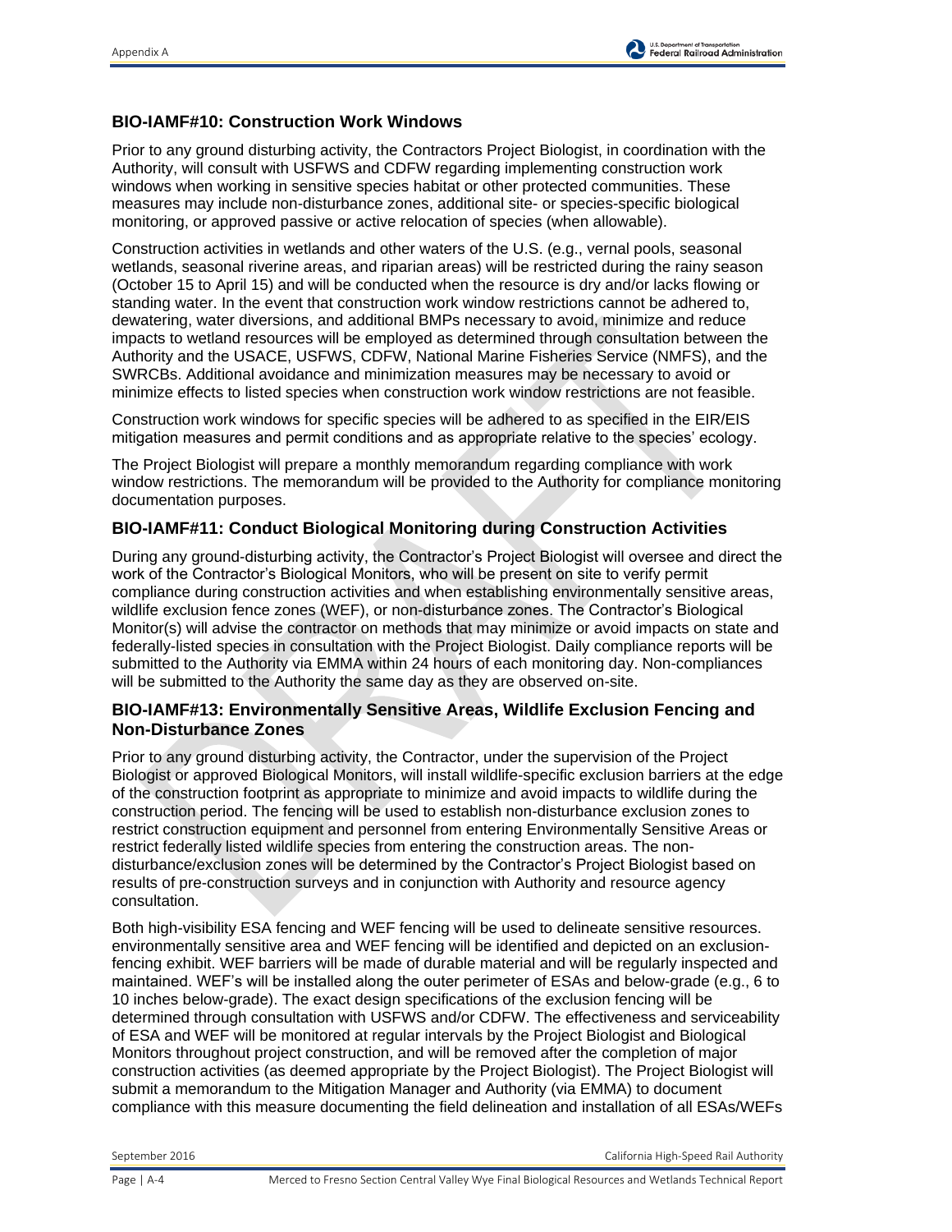### BIO-IAMF#10: Construction Work Windows

Prior to any ground disturbing activity, the Contractors Project Biologist, in coordination with the Authority, will consult with USFWS and CDFW regarding implementing construction work windows when working in sensitive species habitat or other protected communities. These measures may include non-disturbance zones, additional site- or species-specific biological monitoring, or approved passive or active relocation of species (when allowable).

Construction activities in wetlands and other waters of the U.S. (e.g., vernal pools, seasonal wetlands, seasonal riverine areas, and riparian areas) will be restricted during the rainy season (October 15 to April 15) and will be conducted when the resource is dry and/or lacks flowing or standing water. In the event that construction work window restrictions cannot be adhered to, dewatering, water diversions, and additional BMPs necessary to avoid, minimize and reduce impacts to wetland resources will be employed as determined through consultation between the Authority and the USACE, USFWS, CDFW, National Marine Fisheries Service (NMFS), and the SWRCBs. Additional avoidance and minimization measures may be necessary to avoid or minimize effects to listed species when construction work window restrictions are not feasible.

Construction work windows for specific species will be adhered to as specified in the EIR/EIS mitigation measures and permit conditions and as appropriate relative to the species' ecology.

The Project Biologist will prepare a monthly memorandum regarding compliance with work window restrictions. The memorandum will be provided to the Authority for compliance monitoring documentation purposes.

### BIO-IAMF#11: Conduct Biological Monitoring during Construction Activities

During any ground-disturbing activity, the Contractor's Project Biologist will oversee and direct the work of the Contractor's Biological Monitors, who will be present on site to verify permit compliance during construction activities and when establishing environmentally sensitive areas, wildlife exclusion fence zones (WEF), or non-disturbance zones. The Contractor's Biological Monitor(s) will advise the contractor on methods that may minimize or avoid impacts on state and federally-listed species in consultation with the Project Biologist. Daily compliance reports will be submitted to the Authority via EMMA within 24 hours of each monitoring day. Non-compliances will be submitted to the Authority the same day as they are observed on-site.

### BIO-IAMF#13: Environmentally Sensitive Areas, Wildlife Exclusion Fencing and Non-Disturbance Zones

Prior to any ground disturbing activity, the Contractor, under the supervision of the Project Biologist or approved Biological Monitors, will install wildlife-specific exclusion barriers at the edge of the construction footprint as appropriate to minimize and avoid impacts to wildlife during the construction period. The fencing will be used to establish non-disturbance exclusion zones to restrict construction equipment and personnel from entering Environmentally Sensitive Areas or restrict federally listed wildlife species from entering the construction areas. The non-disturbance/exclusion zones will be determined by the Contractor's Project Biologist based on results of pre-construction surveys and in conjunction with Authority and resource agency consultation.

Both high-visibility ESA fencing and WEF fencing will be used to delineate sensitive resources. environmentally sensitive area and WEF fencing will be identified and depicted on an exclusion-fencing exhibit. WEF barriers will be made of durable material and will be regularly inspected and maintained. WEF's will be installed along the outer perimeter of ESAs and below-grade (e.g., 6 to 10 inches below-grade). The exact design specifications of the exclusion fencing will be determined through consultation with USFWS and/or CDFW. The effectiveness and serviceability of ESA and WEF will be monitored at regular intervals by the Project Biologist and Biological Monitors throughout project construction, and will be removed after the completion of major construction activities (as deemed appropriate by the Project Biologist). The Project Biologist will submit a memorandum to the Mitigation Manager and Authority (via EMMA) to document compliance with this measure documenting the field delineation and installation of all ESAs/WEFs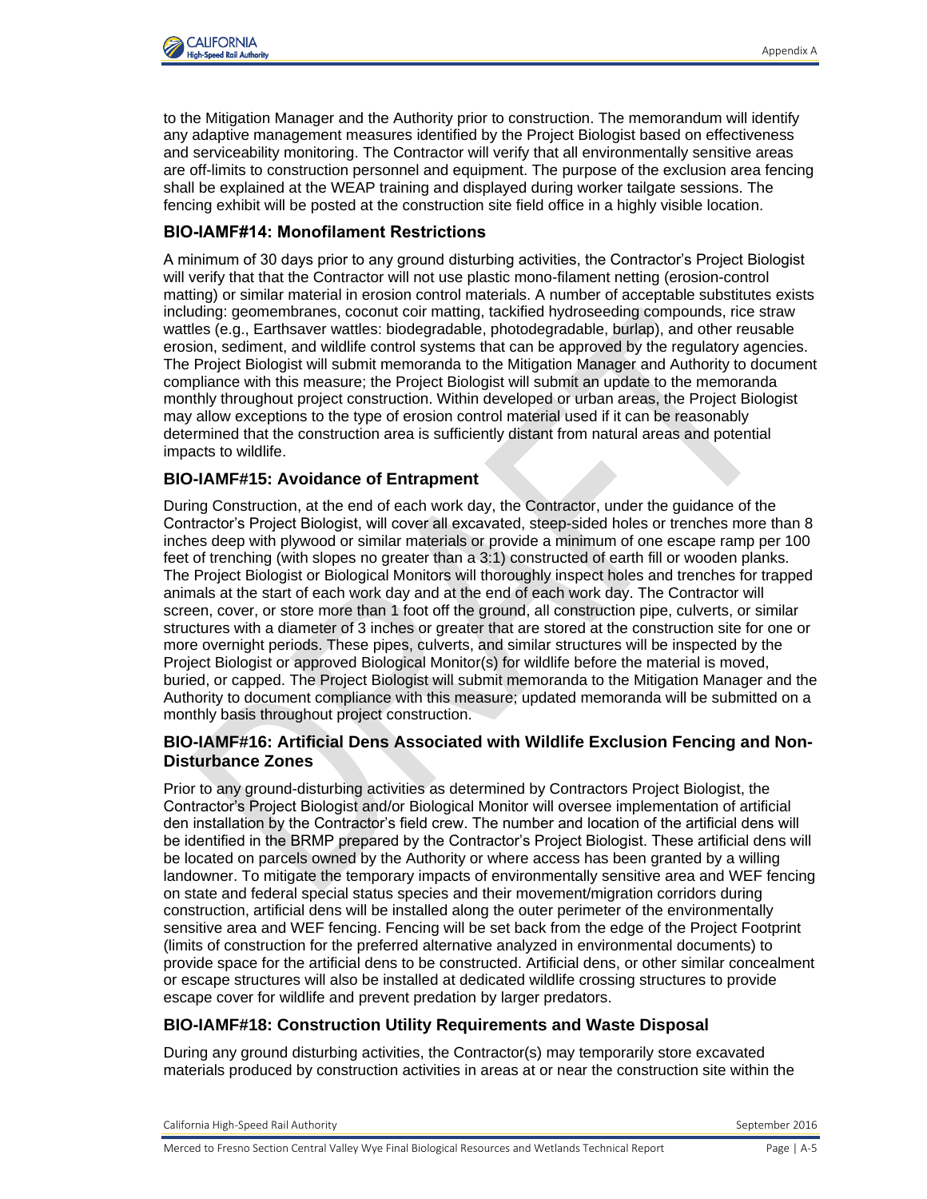to the Mitigation Manager and the Authority prior to construction. The memorandum will identify any adaptive management measures identified by the Project Biologist based on effectiveness and serviceability monitoring. The Contractor will verify that all environmentally sensitive areas are off-limits to construction personnel and equipment. The purpose of the exclusion area fencing shall be explained at the WEAP training and displayed during worker tailgate sessions. The fencing exhibit will be posted at the construction site field office in a highly visible location.

### BIO-IAMF#14: Monofilament Restrictions

A minimum of 30 days prior to any ground disturbing activities, the Contractor's Project Biologist will verify that that the Contractor will not use plastic mono-filament netting (erosion-control matting) or similar material in erosion control materials. A number of acceptable substitutes exists including: geomembranes, coconut coir matting, tackified hydroseeding compounds, rice straw wattles (e.g., Earthsaver wattles: biodegradable, photodegradable, burlap), and other reusable erosion, sediment, and wildlife control systems that can be approved by the regulatory agencies. The Project Biologist will submit memoranda to the Mitigation Manager and Authority to document compliance with this measure; the Project Biologist will submit an update to the memoranda monthly throughout project construction. Within developed or urban areas, the Project Biologist may allow exceptions to the type of erosion control material used if it can be reasonably determined that the construction area is sufficiently distant from natural areas and potential impacts to wildlife.

### BIO-IAMF#15: Avoidance of Entrapment

During Construction, at the end of each work day, the Contractor, under the guidance of the Contractor's Project Biologist, will cover all excavated, steep-sided holes or trenches more than 8 inches deep with plywood or similar materials or provide a minimum of one escape ramp per 100 feet of trenching (with slopes no greater than a 3:1) constructed of earth fill or wooden planks. The Project Biologist or Biological Monitors will thoroughly inspect holes and trenches for trapped animals at the start of each work day and at the end of each work day. The Contractor will screen, cover, or store more than 1 foot off the ground, all construction pipe, culverts, or similar structures with a diameter of 3 inches or greater that are stored at the construction site for one or more overnight periods. These pipes, culverts, and similar structures will be inspected by the Project Biologist or approved Biological Monitor(s) for wildlife before the material is moved, buried, or capped. The Project Biologist will submit memoranda to the Mitigation Manager and the Authority to document compliance with this measure; updated memoranda will be submitted on a monthly basis throughout project construction.

### BIO-IAMF#16: Artificial Dens Associated with Wildlife Exclusion Fencing and Non-Disturbance Zones

Prior to any ground-disturbing activities as determined by Contractors Project Biologist, the Contractor's Project Biologist and/or Biological Monitor will oversee implementation of artificial den installation by the Contractor's field crew. The number and location of the artificial dens will be identified in the BRMP prepared by the Contractor's Project Biologist. These artificial dens will be located on parcels owned by the Authority or where access has been granted by a willing landowner. To mitigate the temporary impacts of environmentally sensitive area and WEF fencing on state and federal special status species and their movement/migration corridors during construction, artificial dens will be installed along the outer perimeter of the environmentally sensitive area and WEF fencing. Fencing will be set back from the edge of the Project Footprint (limits of construction for the preferred alternative analyzed in environmental documents) to provide space for the artificial dens to be constructed. Artificial dens, or other similar concealment or escape structures will also be installed at dedicated wildlife crossing structures to provide escape cover for wildlife and prevent predation by larger predators.

### BIO-IAMF#18: Construction Utility Requirements and Waste Disposal

During any ground disturbing activities, the Contractor(s) may temporarily store excavated materials produced by construction activities in areas at or near the construction site within the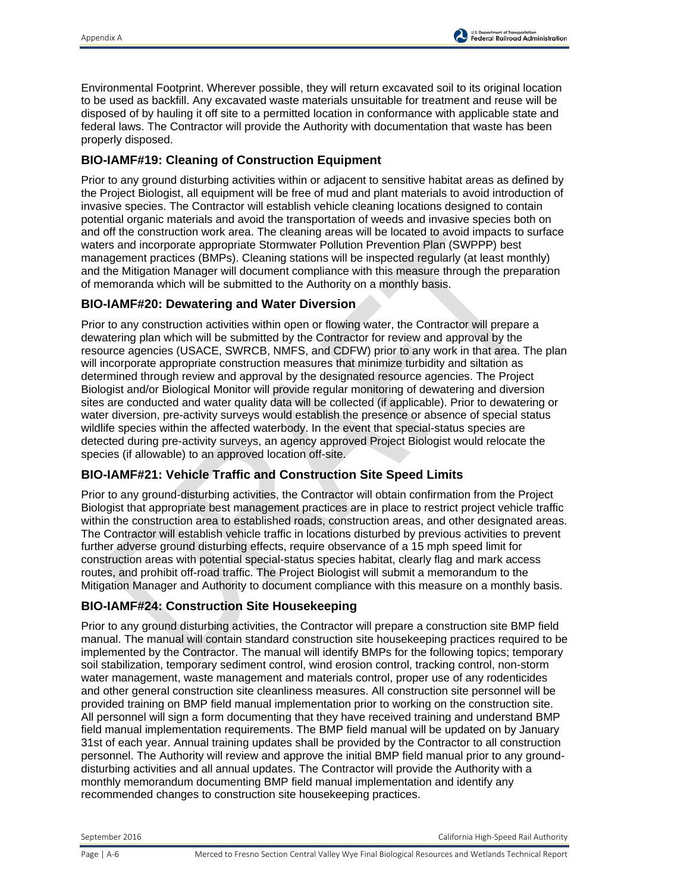Environmental Footprint. Wherever possible, they will return excavated soil to its original location to be used as backfill. Any excavated waste materials unsuitable for treatment and reuse will be disposed of by hauling it off site to a permitted location in conformance with applicable state and federal laws. The Contractor will provide the Authority with documentation that waste has been properly disposed.

### BIO-IAMF#19: Cleaning of Construction Equipment

Prior to any ground disturbing activities within or adjacent to sensitive habitat areas as defined by the Project Biologist, all equipment will be free of mud and plant materials to avoid introduction of invasive species. The Contractor will establish vehicle cleaning locations designed to contain potential organic materials and avoid the transportation of weeds and invasive species both on and off the construction work area. The cleaning areas will be located to avoid impacts to surface waters and incorporate appropriate Stormwater Pollution Prevention Plan (SWPPP) best management practices (BMPs). Cleaning stations will be inspected regularly (at least monthly) and the Mitigation Manager will document compliance with this measure through the preparation of memoranda which will be submitted to the Authority on a monthly basis.

### BIO-IAMF#20: Dewatering and Water Diversion

Prior to any construction activities within open or flowing water, the Contractor will prepare a dewatering plan which will be submitted by the Contractor for review and approval by the resource agencies (USACE, SWRCB, NMFS, and CDFW) prior to any work in that area. The plan will incorporate appropriate construction measures that minimize turbidity and siltation as determined through review and approval by the designated resource agencies. The Project Biologist and/or Biological Monitor will provide regular monitoring of dewatering and diversion sites are conducted and water quality data will be collected (if applicable). Prior to dewatering or water diversion, pre-activity surveys would establish the presence or absence of special status wildlife species within the affected waterbody. In the event that special-status species are detected during pre-activity surveys, an agency approved Project Biologist would relocate the species (if allowable) to an approved location off-site.

### BIO-IAMF#21: Vehicle Traffic and Construction Site Speed Limits

Prior to any ground-disturbing activities, the Contractor will obtain confirmation from the Project Biologist that appropriate best management practices are in place to restrict project vehicle traffic within the construction area to established roads, construction areas, and other designated areas. The Contractor will establish vehicle traffic in locations disturbed by previous activities to prevent further adverse ground disturbing effects, require observance of a 15 mph speed limit for construction areas with potential special-status species habitat, clearly flag and mark access routes, and prohibit off-road traffic. The Project Biologist will submit a memorandum to the Mitigation Manager and Authority to document compliance with this measure on a monthly basis.

### BIO-IAMF#24: Construction Site Housekeeping

Prior to any ground disturbing activities, the Contractor will prepare a construction site BMP field manual. The manual will contain standard construction site housekeeping practices required to be implemented by the Contractor. The manual will identify BMPs for the following topics; temporary soil stabilization, temporary sediment control, wind erosion control, tracking control, non-storm water management, waste management and materials control, proper use of any rodenticides and other general construction site cleanliness measures. All construction site personnel will be provided training on BMP field manual implementation prior to working on the construction site. All personnel will sign a form documenting that they have received training and understand BMP field manual implementation requirements. The BMP field manual will be updated on by January 31st of each year. Annual training updates shall be provided by the Contractor to all construction personnel. The Authority will review and approve the initial BMP field manual prior to any ground-disturbing activities and all annual updates. The Contractor will provide the Authority with a monthly memorandum documenting BMP field manual implementation and identify any recommended changes to construction site housekeeping practices.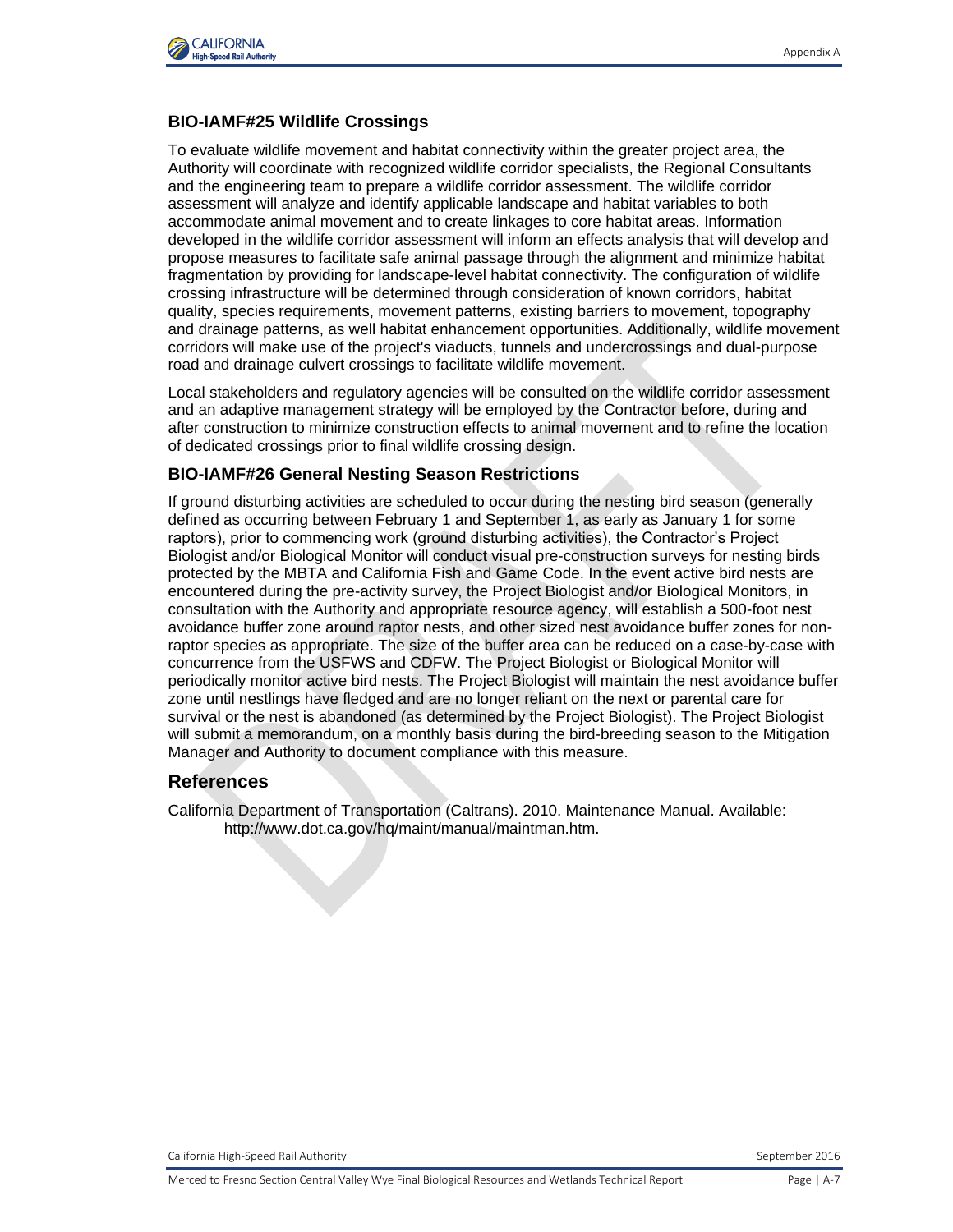### BIO-IAMF#25 Wildlife Crossings

To evaluate wildlife movement and habitat connectivity within the greater project area, the Authority will coordinate with recognized wildlife corridor specialists, the Regional Consultants and the engineering team to prepare a wildlife corridor assessment. The wildlife corridor assessment will analyze and identify applicable landscape and habitat variables to both accommodate animal movement and to create linkages to core habitat areas. Information developed in the wildlife corridor assessment will inform an effects analysis that will develop and propose measures to facilitate safe animal passage through the alignment and minimize habitat fragmentation by providing for landscape-level habitat connectivity. The configuration of wildlife crossing infrastructure will be determined through consideration of known corridors, habitat quality, species requirements, movement patterns, existing barriers to movement, topography and drainage patterns, as well as habitat enhancement opportunities. Additionally, wildlife movement corridors will make use of the project's viaducts, tunnels and undercrossings and dual-purpose road and drainage culvert crossings to facilitate wildlife movement.

Local stakeholders and regulatory agencies will be consulted on the wildlife corridor assessment and an adaptive management strategy will be employed by the Contractor before, during and after construction to minimize construction effects to animal movement and to refine the location of dedicated crossings prior to final wildlife crossing design.

### BIO-IAMF#26 General Nesting Season Restrictions

If ground disturbing activities are scheduled to occur during the nesting bird season (generally defined as occurring between February 1 and September 1, as early as January 1 for some raptors), prior to commencing work (ground disturbing activities), the Contractor's Project Biologist and/or Biological Monitor will conduct visual pre-construction surveys for nesting birds protected by the MBTA and California Fish and Game Code. In the event active bird nests are encountered during the pre-activity survey, the Project Biologist and/or Biological Monitors, in consultation with the Authority and appropriate resource agency, will establish a 500-foot nest avoidance buffer zone around raptor nests, and other sized nest avoidance buffer zones for non-raptor species as appropriate. The size of the buffer area can be reduced on a case-by-case with concurrence from the USFWS and CDFW. The Project Biologist or Biological Monitor will periodically monitor active bird nests. The Project Biologist will maintain the nest avoidance buffer zone until nestlings have fledged and are no longer reliant on the next or parental care for survival or the nest is abandoned (as determined by the Project Biologist). The Project Biologist will submit a memorandum, on a monthly basis during the bird-breeding season to the Mitigation Manager and Authority to document compliance with this measure.

## References

California Department of Transportation (Caltrans). 2010. Maintenance Manual. Available: http://www.dot.ca.gov/hq/maint/manual/maintman.htm.